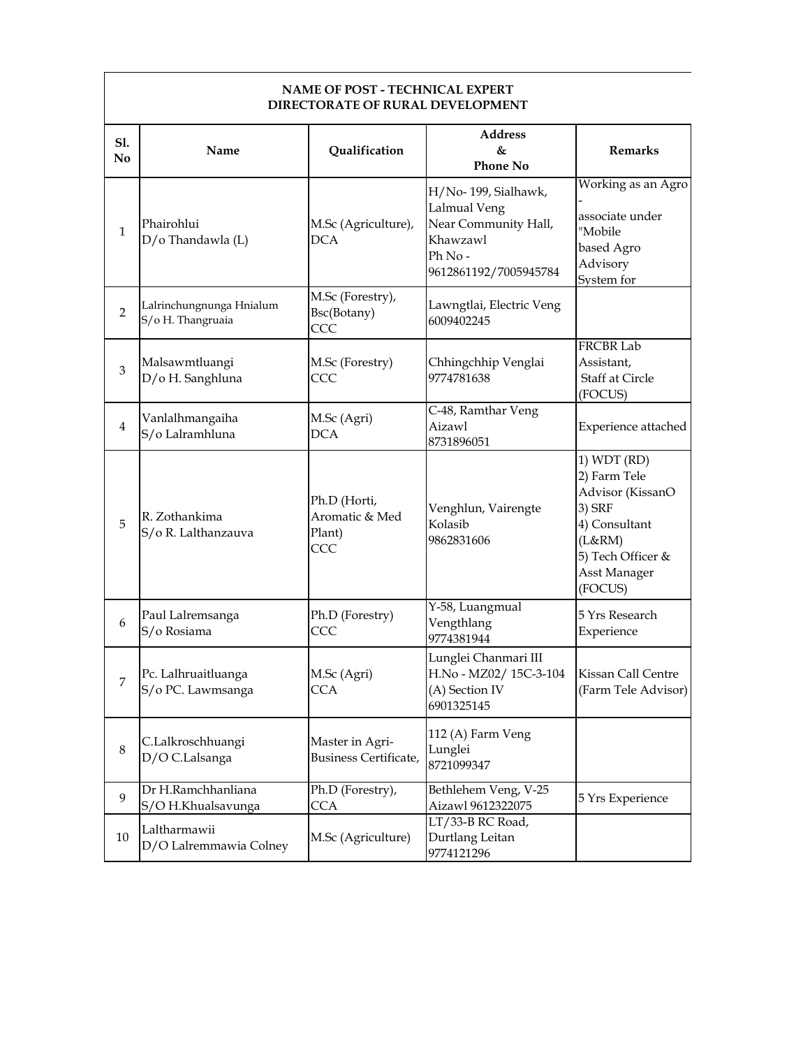**NAME OF POST - TECHNICAL EXPERT**
**DIRECTORATE OF RURAL DEVELOPMENT**

| Sl. No | Name | Qualification | Address & Phone No | Remarks |
|---|---|---|---|---|
| 1 | Phairohlui D/o Thandawla (L) | M.Sc (Agriculture), DCA | H/No- 199, Sialhawk, Lalmual Veng Near Community Hall, Khawzawl Ph No - 9612861192/7005945784 | Working as an Agro - associate under "Mobile based Agro Advisory System for |
| 2 | Lalrinchungnunga Hnialum S/o H. Thangruaia | M.Sc (Forestry), Bsc(Botany) CCC | Lawngtlai, Electric Veng 6009402245 | |
| 3 | Malsawmtluangi D/o H. Sanghluna | M.Sc (Forestry) CCC | Chhingchhip Venglai 9774781638 | FRCBR Lab Assistant, Staff at Circle (FOCUS) |
| 4 | Vanlalhmangaiha S/o Lalramhluna | M.Sc (Agri) DCA | C-48, Ramthar Veng Aizawl 8731896051 | Experience attached |
| 5 | R. Zothankima S/o R. Lalthanzauva | Ph.D (Horti, Aromatic & Med Plant) CCC | Venghlun, Vairengte Kolasib 9862831606 | 1) WDT (RD) 2) Farm Tele Advisor (KissanO 3) SRF 4) Consultant (L&RM) 5) Tech Officer & Asst Manager (FOCUS) |
| 6 | Paul Lalremsanga S/o Rosiama | Ph.D (Forestry) CCC | Y-58, Luangmual Vengthlang 9774381944 | 5 Yrs Research Experience |
| 7 | Pc. Lalhruaitluanga S/o PC. Lawmsanga | M.Sc (Agri) CCA | Lunglei Chanmari III H.No - MZ02/ 15C-3-104 (A) Section IV 6901325145 | Kissan Call Centre (Farm Tele Advisor) |
| 8 | C.Lalkroschhuangi D/O C.Lalsanga | Master in Agri-Business Certificate, | 112 (A) Farm Veng Lunglei 8721099347 | |
| 9 | Dr H.Ramchhanliana S/O H.Khualsavunga | Ph.D (Forestry), CCA | Bethlehem Veng, V-25 Aizawl 9612322075 | 5 Yrs Experience |
| 10 | Laltharmawii D/O Lalremmawia Colney | M.Sc (Agriculture) | LT/33-B RC Road, Durtlang Leitan 9774121296 | |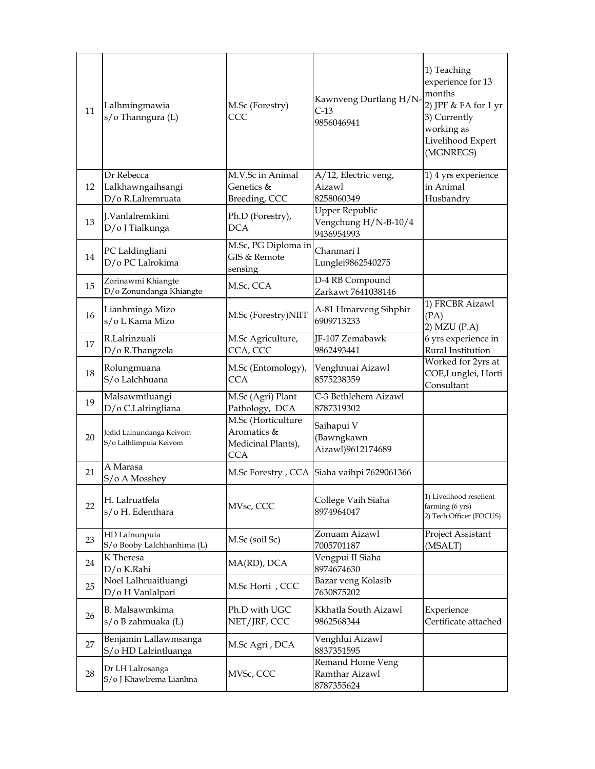| | | | | |
|---|---|---|---|---|
| 11 | Lalhmingmawia s/o Thanngura (L) | M.Sc (Forestry) CCC | Kawnveng Durtlang H/N-C-13 9856046941 | 1) Teaching experience for 13 months 2) JPF & FA for 1 yr 3) Currently working as Livelihood Expert (MGNREGS) |
| 12 | Dr Rebecca Lalkhawngaihsangi D/o R.Lalremruata | M.V.Sc in Animal Genetics & Breeding, CCC | A/12, Electric veng, Aizawl 8258060349 | 1) 4 yrs experience in Animal Husbandry |
| 13 | J.Vanlalremkimi D/o J Tialkunga | Ph.D (Forestry), DCA | Upper Republic Vengchung H/N-B-10/4 9436954993 | |
| 14 | PC Laldingliani D/o PC Lalrokima | M.Sc, PG Diploma in GIS & Remote sensing | Chanmari I Lunglei9862540275 | |
| 15 | Zorinawmi Khiangte D/o Zonundanga Khiangte | M.Sc, CCA | D-4 RB Compound Zarkawt 7641038146 | |
| 16 | Lianhminga Mizo s/o L Kama Mizo | M.Sc (Forestry)NIIT | A-81 Hmarveng Sihphir 6909713233 | 1) FRCBR Aizawl (PA) 2) MZU (P.A) |
| 17 | R.Lalrinzuali D/o R.Thangzela | M.Sc Agriculture, CCA, CCC | JF-107 Zemabawk 9862493441 | 6 yrs experience in Rural Institution |
| 18 | Rolungmuana S/o Lalchhuana | M.Sc (Entomology), CCA | Venghnuai Aizawl 8575238359 | Worked for 2yrs at COE,Lunglei, Horti Consultant |
| 19 | Malsawmtluangi D/o C.Lalringliana | M.Sc (Agri) Plant Pathology, DCA | C-3 Bethlehem Aizawl 8787319302 | |
| 20 | Jedid Lalnundanga Keivom S/o Lalhlimpuia Keivom | M.Sc (Horticulture Aromatics & Medicinal Plants), CCA | Saihapui V (Bawngkawn Aizawl)9612174689 | |
| 21 | A Marasa S/o A Mosshey | M.Sc Forestry , CCA | Siaha vaihpi 7629061366 | |
| 22 | H. Lalruatfela s/o H. Edenthara | MVsc, CCC | College Vaih Siaha 8974964047 | 1) Livelihood reselient farming (6 yrs) 2) Tech Officer (FOCUS) |
| 23 | HD Lalnunpuia S/o Booby Lalchhanhima (L) | M.Sc (soil Sc) | Zonuam Aizawl 7005701187 | Project Assistant (MSALT) |
| 24 | K Theresa D/o K.Rahi | MA(RD), DCA | Vengpui II Siaha 8974674630 | |
| 25 | Noel Lalhruaitluangi D/o H Vanlalpari | M.Sc Horti , CCC | Bazar veng Kolasib 7630875202 | |
| 26 | B. Malsawmkima s/o B zahmuaka (L) | Ph.D with UGC NET/JRF, CCC | Kkhatla South Aizawl 9862568344 | Experience Certificate attached |
| 27 | Benjamin Lallawmsanga S/o HD Lalrintluanga | M.Sc Agri , DCA | Venghlui Aizawl 8837351595 | |
| 28 | Dr LH Lalrosanga S/o J Khawlrema Lianhna | MVSc, CCC | Remand Home Veng Ramthar Aizawl 8787355624 | |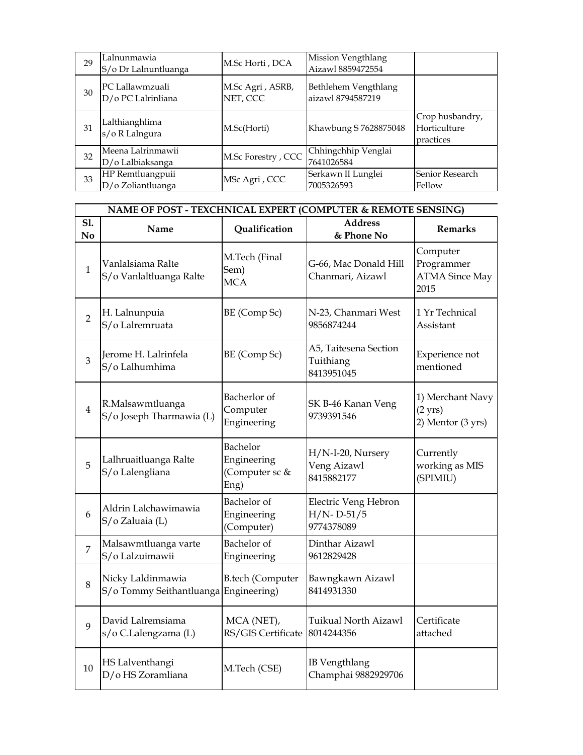| 29 | Lalnunmawia<br>S/o Dr Lalnuntluanga | M.Sc Horti , DCA | Mission Vengthlang<br>Aizawl 8859472554 | |
|---|---|---|---|---|
| 30 | PC Lallawmzuali<br>D/o PC Lalrinliana | M.Sc Agri , ASRB, NET, CCC | Bethlehem Vengthlang<br>aizawl 8794587219 | |
| 31 | Lalthianghlima<br>s/o R Lalngura | M.Sc(Horti) | Khawbung S 7628875048 | Crop husbandry, Horticulture practices |
| 32 | Meena Lalrinmawii<br>D/o Lalbiaksanga | M.Sc Forestry , CCC | Chhingchhip Venglai<br>7641026584 | |
| 33 | HP Remtluangpuii<br>D/o Zoliantluanga | MSc Agri , CCC | Serkawn II Lunglei<br>7005326593 | Senior Research Fellow |

**NAME OF POST - TEXCHNICAL EXPERT (COMPUTER & REMOTE SENSING)**

| Sl. No | Name | Qualification | Address & Phone No | Remarks |
|---|---|---|---|---|
| 1 | Vanlalsiama Ralte<br>S/o Vanlaltluanga Ralte | M.Tech (Final Sem)<br>MCA | G-66, Mac Donald Hill Chanmari, Aizawl | Computer Programmer ATMA Since May 2015 |
| 2 | H. Lalnunpuia<br>S/o Lalremruata | BE (Comp Sc) | N-23, Chanmari West<br>9856874244 | 1 Yr Technical Assistant |
| 3 | Jerome H. Lalrinfela<br>S/o Lalhumhima | BE (Comp Sc) | A5, Taitesena Section Tuithiang<br>8413951045 | Experience not mentioned |
| 4 | R.Malsawmtluanga<br>S/o Joseph Tharmawia (L) | Bacherlor of Computer Engineering | SK B-46 Kanan Veng<br>9739391546 | 1) Merchant Navy (2 yrs)<br>2) Mentor (3 yrs) |
| 5 | Lalhruaitluanga Ralte<br>S/o Lalengliana | Bachelor Engineering (Computer sc & Eng) | H/N-I-20, Nursery Veng Aizawl<br>8415882177 | Currently working as MIS (SPIMIU) |
| 6 | Aldrin Lalchawimawia<br>S/o Zaluaia (L) | Bachelor of Engineering (Computer) | Electric Veng Hebron<br>H/N- D-51/5<br>9774378089 | |
| 7 | Malsawmtluanga varte<br>S/o Lalzuimawii | Bachelor of Engineering | Dinthar Aizawl<br>9612829428 | |
| 8 | Nicky Laldinmawia<br>S/o Tommy Seithantluanga | B.tech (Computer Engineering) | Bawngkawn Aizawl<br>8414931330 | |
| 9 | David Lalremsiama<br>s/o C.Lalengzama (L) | MCA (NET), RS/GIS Certificate | Tuikual North Aizawl<br>8014244356 | Certificate attached |
| 10 | HS Lalventhangi<br>D/o HS Zoramliana | M.Tech (CSE) | IB Vengthlang<br>Champhai 9882929706 | |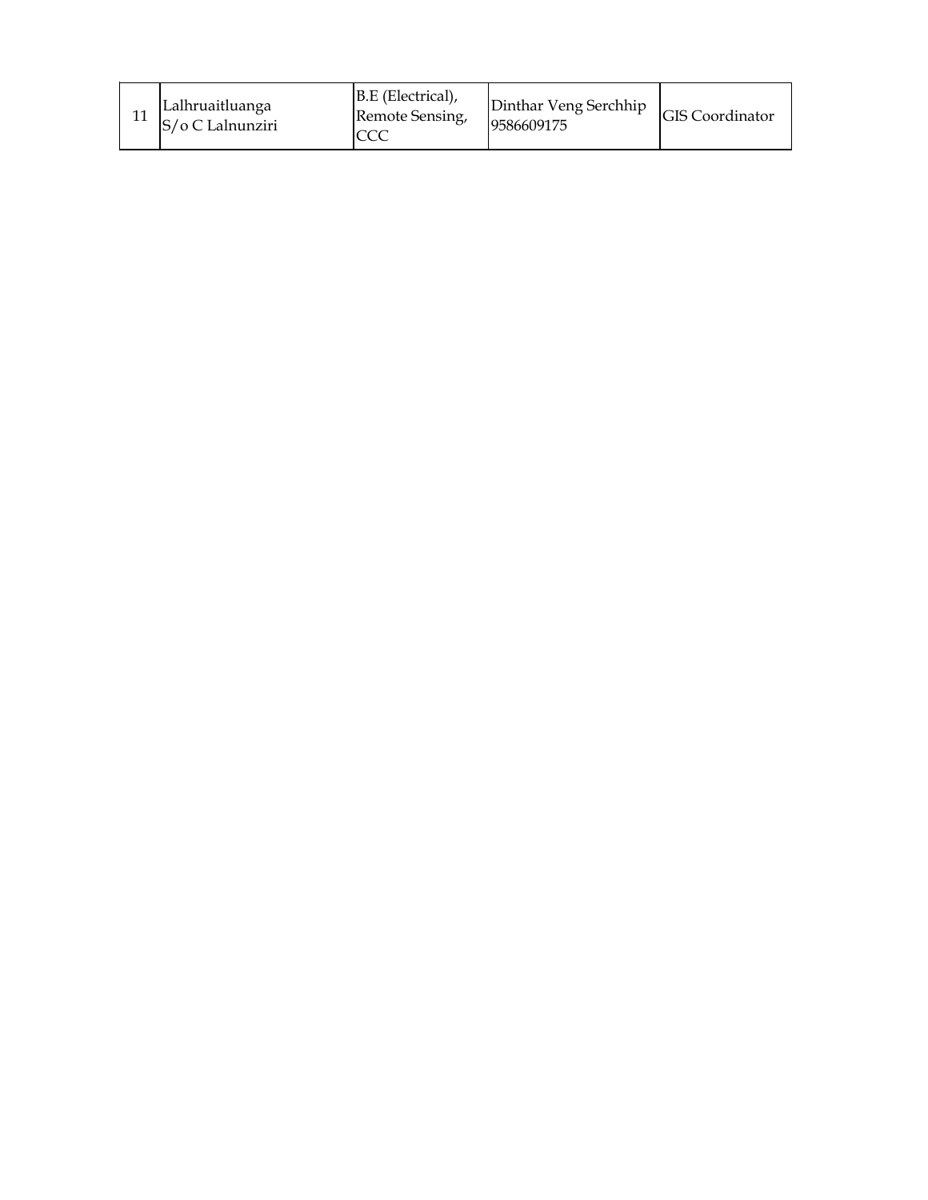| | | | | |
|---|---|---|---|---|
| 11 | Lalhruaitluanga S/o C Lalnunziri | B.E (Electrical), Remote Sensing, CCC | Dinthar Veng Serchhip 9586609175 | GIS Coordinator |